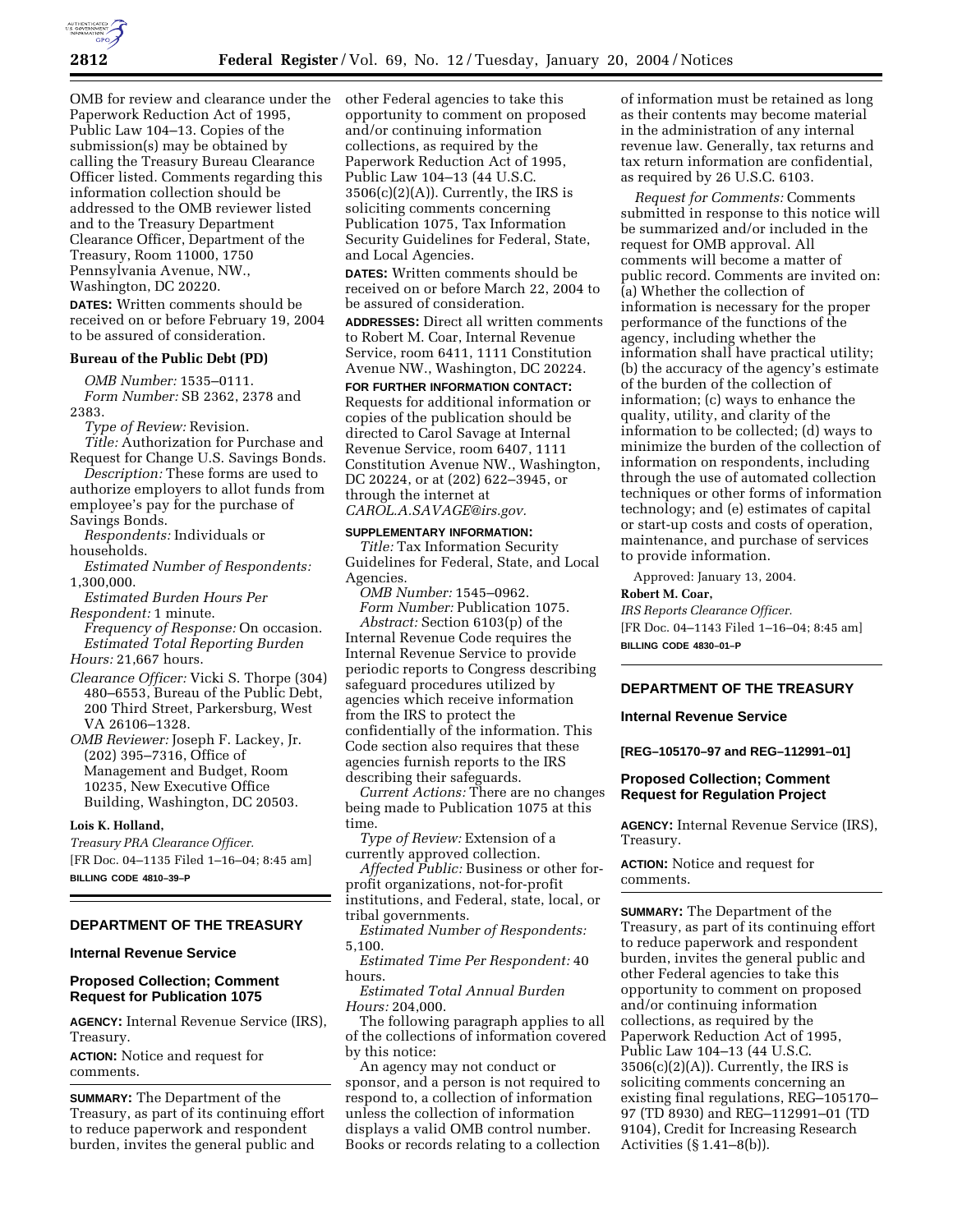OMB for review and clearance under the Paperwork Reduction Act of 1995, Public Law 104–13. Copies of the submission(s) may be obtained by calling the Treasury Bureau Clearance Officer listed. Comments regarding this information collection should be addressed to the OMB reviewer listed and to the Treasury Department Clearance Officer, Department of the Treasury, Room 11000, 1750 Pennsylvania Avenue, NW., Washington, DC 20220.

**DATES:** Written comments should be received on or before February 19, 2004 to be assured of consideration.

**Bureau of the Public Debt (PD)**

*OMB Number:* 1535–0111.

*Form Number:* SB 2362, 2378 and 2383.

*Type of Review:* Revision.

*Title:* Authorization for Purchase and Request for Change U.S. Savings Bonds.

*Description:* These forms are used to authorize employers to allot funds from employee's pay for the purchase of Savings Bonds.

*Respondents:* Individuals or households.

*Estimated Number of Respondents:* 1,300,000.

*Estimated Burden Hours Per Respondent:* 1 minute.

*Frequency of Response:* On occasion.

*Estimated Total Reporting Burden Hours:* 21,667 hours.

*Clearance Officer:* Vicki S. Thorpe (304) 480–6553, Bureau of the Public Debt, 200 Third Street, Parkersburg, West VA 26106–1328.

*OMB Reviewer:* Joseph F. Lackey, Jr. (202) 395–7316, Office of Management and Budget, Room 10235, New Executive Office Building, Washington, DC 20503.

**Lois K. Holland,**

*Treasury PRA Clearance Officer.*

[FR Doc. 04–1135 Filed 1–16–04; 8:45 am]

**BILLING CODE 4810–39–P**

---

## DEPARTMENT OF THE TREASURY

### Internal Revenue Service

### Proposed Collection; Comment Request for Publication 1075

**AGENCY:** Internal Revenue Service (IRS), Treasury.

**ACTION:** Notice and request for comments.

**SUMMARY:** The Department of the Treasury, as part of its continuing effort to reduce paperwork and respondent burden, invites the general public and other Federal agencies to take this opportunity to comment on proposed and/or continuing information collections, as required by the Paperwork Reduction Act of 1995, Public Law 104–13 (44 U.S.C. 3506(c)(2)(A)). Currently, the IRS is soliciting comments concerning Publication 1075, Tax Information Security Guidelines for Federal, State, and Local Agencies.

**DATES:** Written comments should be received on or before March 22, 2004 to be assured of consideration.

**ADDRESSES:** Direct all written comments to Robert M. Coar, Internal Revenue Service, room 6411, 1111 Constitution Avenue NW., Washington, DC 20224.

**FOR FURTHER INFORMATION CONTACT:** Requests for additional information or copies of the publication should be directed to Carol Savage at Internal Revenue Service, room 6407, 1111 Constitution Avenue NW., Washington, DC 20224, or at (202) 622–3945, or through the internet at *CAROL.A.SAVAGE@irs.gov.*

**SUPPLEMENTARY INFORMATION:**

*Title:* Tax Information Security Guidelines for Federal, State, and Local Agencies.

*OMB Number:* 1545–0962.

*Form Number:* Publication 1075.

*Abstract:* Section 6103(p) of the Internal Revenue Code requires the Internal Revenue Service to provide periodic reports to Congress describing safeguard procedures utilized by agencies which receive information from the IRS to protect the confidentially of the information. This Code section also requires that these agencies furnish reports to the IRS describing their safeguards.

*Current Actions:* There are no changes being made to Publication 1075 at this time.

*Type of Review:* Extension of a currently approved collection.

*Affected Public:* Business or other for-profit organizations, not-for-profit institutions, and Federal, state, local, or tribal governments.

*Estimated Number of Respondents:* 5,100.

*Estimated Time Per Respondent:* 40 hours.

*Estimated Total Annual Burden Hours:* 204,000.

The following paragraph applies to all of the collections of information covered by this notice:

An agency may not conduct or sponsor, and a person is not required to respond to, a collection of information unless the collection of information displays a valid OMB control number. Books or records relating to a collection of information must be retained as long as their contents may become material in the administration of any internal revenue law. Generally, tax returns and tax return information are confidential, as required by 26 U.S.C. 6103.

*Request for Comments:* Comments submitted in response to this notice will be summarized and/or included in the request for OMB approval. All comments will become a matter of public record. Comments are invited on: (a) Whether the collection of information is necessary for the proper performance of the functions of the agency, including whether the information shall have practical utility; (b) the accuracy of the agency's estimate of the burden of the collection of information; (c) ways to enhance the quality, utility, and clarity of the information to be collected; (d) ways to minimize the burden of the collection of information on respondents, including through the use of automated collection techniques or other forms of information technology; and (e) estimates of capital or start-up costs and costs of operation, maintenance, and purchase of services to provide information.

Approved: January 13, 2004.

**Robert M. Coar,**

*IRS Reports Clearance Officer.*

[FR Doc. 04–1143 Filed 1–16–04; 8:45 am]

**BILLING CODE 4830–01–P**

---

## DEPARTMENT OF THE TREASURY

### Internal Revenue Service

**[REG–105170–97 and REG–112991–01]**

### Proposed Collection; Comment Request for Regulation Project

**AGENCY:** Internal Revenue Service (IRS), Treasury.

**ACTION:** Notice and request for comments.

**SUMMARY:** The Department of the Treasury, as part of its continuing effort to reduce paperwork and respondent burden, invites the general public and other Federal agencies to take this opportunity to comment on proposed and/or continuing information collections, as required by the Paperwork Reduction Act of 1995, Public Law 104–13 (44 U.S.C. 3506(c)(2)(A)). Currently, the IRS is soliciting comments concerning an existing final regulations, REG–105170–97 (TD 8930) and REG–112991–01 (TD 9104), Credit for Increasing Research Activities (§ 1.41–8(b)).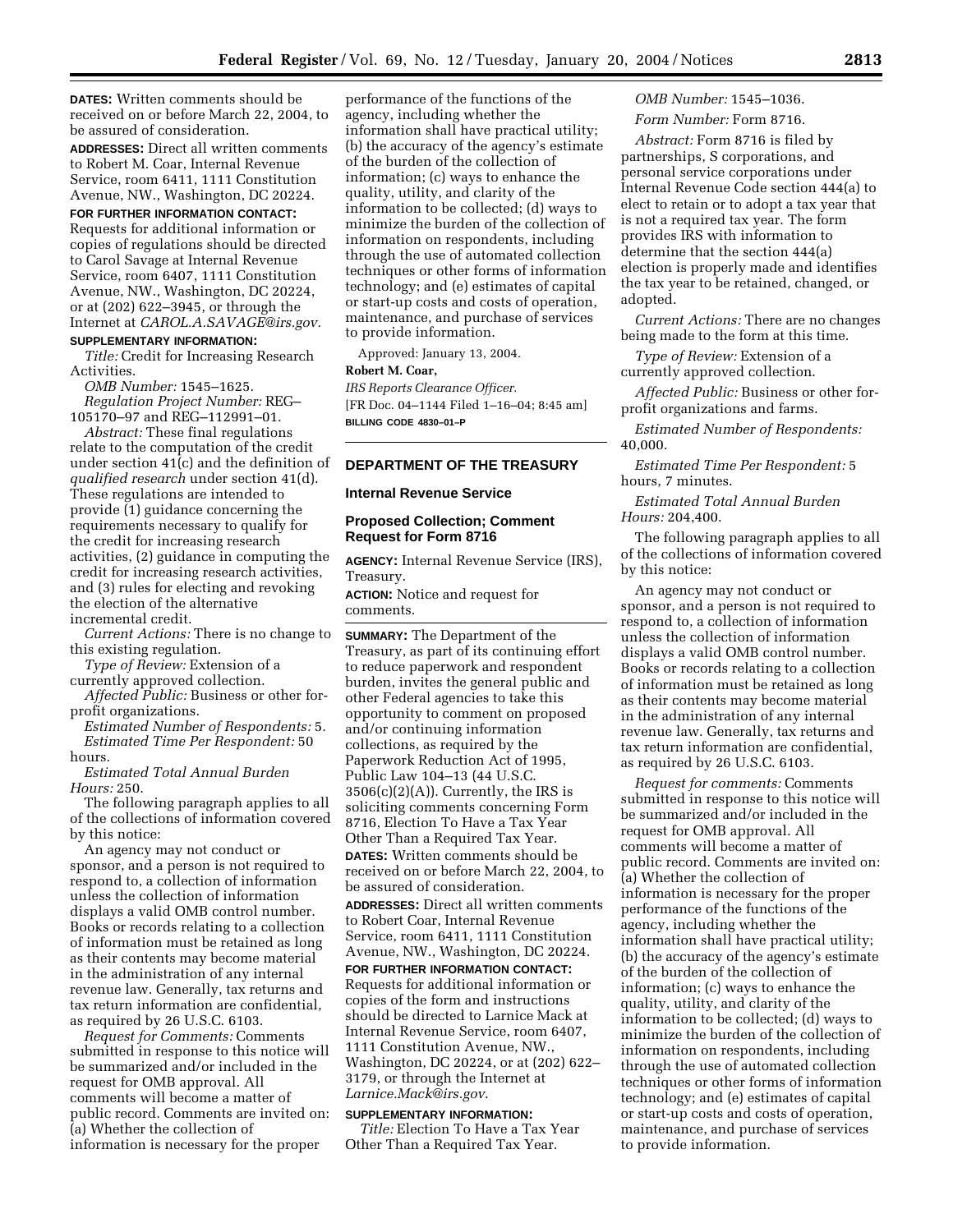**DATES:** Written comments should be received on or before March 22, 2004, to be assured of consideration.

**ADDRESSES:** Direct all written comments to Robert M. Coar, Internal Revenue Service, room 6411, 1111 Constitution Avenue, NW., Washington, DC 20224.

**FOR FURTHER INFORMATION CONTACT:** Requests for additional information or copies of regulations should be directed to Carol Savage at Internal Revenue Service, room 6407, 1111 Constitution Avenue, NW., Washington, DC 20224, or at (202) 622–3945, or through the Internet at *CAROL.A.SAVAGE@irs.gov.*

**SUPPLEMENTARY INFORMATION:**

*Title:* Credit for Increasing Research Activities.

*OMB Number:* 1545–1625.

*Regulation Project Number:* REG–105170–97 and REG–112991–01.

*Abstract:* These final regulations relate to the computation of the credit under section 41(c) and the definition of *qualified research* under section 41(d). These regulations are intended to provide (1) guidance concerning the requirements necessary to qualify for the credit for increasing research activities, (2) guidance in computing the credit for increasing research activities, and (3) rules for electing and revoking the election of the alternative incremental credit.

*Current Actions:* There is no change to this existing regulation.

*Type of Review:* Extension of a currently approved collection.

*Affected Public:* Business or other for-profit organizations.

*Estimated Number of Respondents:* 5.

*Estimated Time Per Respondent:* 50 hours.

*Estimated Total Annual Burden Hours:* 250.

The following paragraph applies to all of the collections of information covered by this notice:

An agency may not conduct or sponsor, and a person is not required to respond to, a collection of information unless the collection of information displays a valid OMB control number. Books or records relating to a collection of information must be retained as long as their contents may become material in the administration of any internal revenue law. Generally, tax returns and tax return information are confidential, as required by 26 U.S.C. 6103.

*Request for Comments:* Comments submitted in response to this notice will be summarized and/or included in the request for OMB approval. All comments will become a matter of public record. Comments are invited on: (a) Whether the collection of information is necessary for the proper performance of the functions of the agency, including whether the information shall have practical utility; (b) the accuracy of the agency's estimate of the burden of the collection of information; (c) ways to enhance the quality, utility, and clarity of the information to be collected; (d) ways to minimize the burden of the collection of information on respondents, including through the use of automated collection techniques or other forms of information technology; and (e) estimates of capital or start-up costs and costs of operation, maintenance, and purchase of services to provide information.

Approved: January 13, 2004.

**Robert M. Coar,**

*IRS Reports Clearance Officer.*

[FR Doc. 04–1144 Filed 1–16–04; 8:45 am]

**BILLING CODE 4830–01–P**

---

## DEPARTMENT OF THE TREASURY

### Internal Revenue Service

### Proposed Collection; Comment Request for Form 8716

**AGENCY:** Internal Revenue Service (IRS), Treasury.

**ACTION:** Notice and request for comments.

**SUMMARY:** The Department of the Treasury, as part of its continuing effort to reduce paperwork and respondent burden, invites the general public and other Federal agencies to take this opportunity to comment on proposed and/or continuing information collections, as required by the Paperwork Reduction Act of 1995, Public Law 104–13 (44 U.S.C. 3506(c)(2)(A)). Currently, the IRS is soliciting comments concerning Form 8716, Election To Have a Tax Year Other Than a Required Tax Year.

**DATES:** Written comments should be received on or before March 22, 2004, to be assured of consideration.

**ADDRESSES:** Direct all written comments to Robert Coar, Internal Revenue Service, room 6411, 1111 Constitution Avenue, NW., Washington, DC 20224.

**FOR FURTHER INFORMATION CONTACT:** Requests for additional information or copies of the form and instructions should be directed to Larnice Mack at Internal Revenue Service, room 6407, 1111 Constitution Avenue, NW., Washington, DC 20224, or at (202) 622–3179, or through the Internet at *Larnice.Mack@irs.gov*.

**SUPPLEMENTARY INFORMATION:**

*Title:* Election To Have a Tax Year Other Than a Required Tax Year.

*OMB Number:* 1545–1036.

*Form Number:* Form 8716.

*Abstract:* Form 8716 is filed by partnerships, S corporations, and personal service corporations under Internal Revenue Code section 444(a) to elect to retain or to adopt a tax year that is not a required tax year. The form provides IRS with information to determine that the section 444(a) election is properly made and identifies the tax year to be retained, changed, or adopted.

*Current Actions:* There are no changes being made to the form at this time.

*Type of Review:* Extension of a currently approved collection.

*Affected Public:* Business or other for-profit organizations and farms.

*Estimated Number of Respondents:* 40,000.

*Estimated Time Per Respondent:* 5 hours, 7 minutes.

*Estimated Total Annual Burden Hours:* 204,400.

The following paragraph applies to all of the collections of information covered by this notice:

An agency may not conduct or sponsor, and a person is not required to respond to, a collection of information unless the collection of information displays a valid OMB control number. Books or records relating to a collection of information must be retained as long as their contents may become material in the administration of any internal revenue law. Generally, tax returns and tax return information are confidential, as required by 26 U.S.C. 6103.

*Request for comments:* Comments submitted in response to this notice will be summarized and/or included in the request for OMB approval. All comments will become a matter of public record. Comments are invited on: (a) Whether the collection of information is necessary for the proper performance of the functions of the agency, including whether the information shall have practical utility; (b) the accuracy of the agency's estimate of the burden of the collection of information; (c) ways to enhance the quality, utility, and clarity of the information to be collected; (d) ways to minimize the burden of the collection of information on respondents, including through the use of automated collection techniques or other forms of information technology; and (e) estimates of capital or start-up costs and costs of operation, maintenance, and purchase of services to provide information.